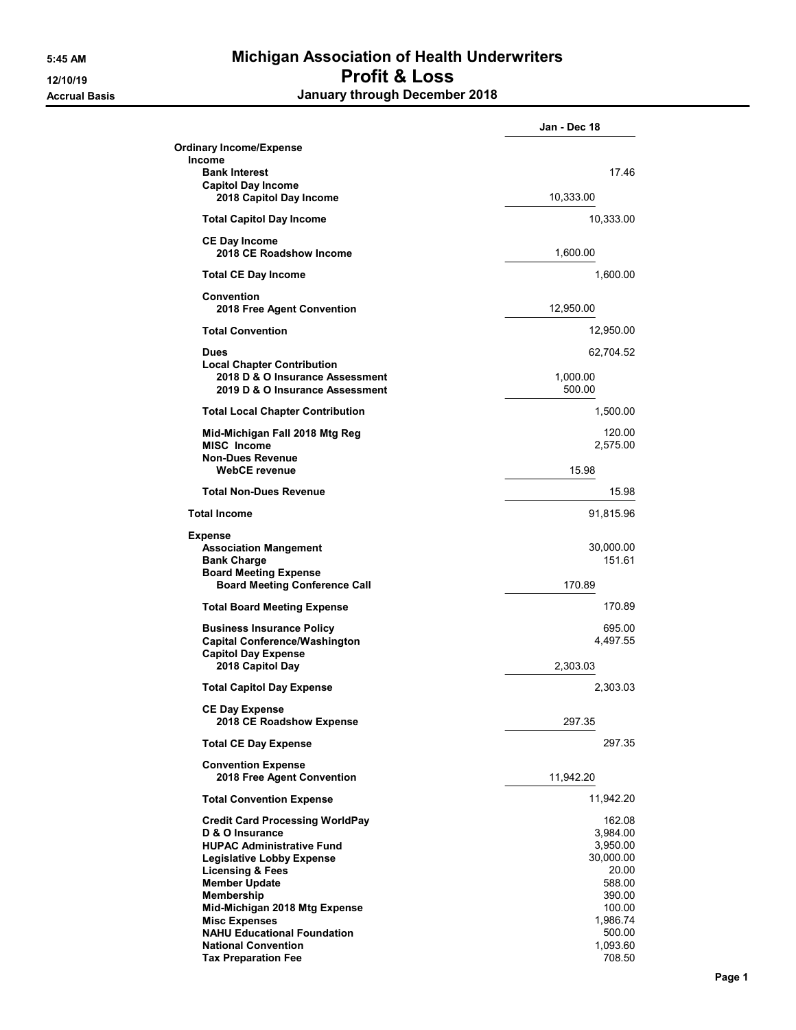# Michigan Association of Health Underwriters

## Profit & Loss

### January through December 2018

5:45 AM
12/10/19
Accrual Basis

| | | Jan - Dec 18 |
|---|---|---|
| **Ordinary Income/Expense** | | |
| **Income** | | |
| **Bank Interest** | | 17.46 |
| **Capitol Day Income** | | |
| **2018 Capitol Day Income** | 10,333.00 | |
| **Total Capitol Day Income** | | 10,333.00 |
| **CE Day Income** | | |
| **2018 CE Roadshow Income** | 1,600.00 | |
| **Total CE Day Income** | | 1,600.00 |
| **Convention** | | |
| **2018 Free Agent Convention** | 12,950.00 | |
| **Total Convention** | | 12,950.00 |
| **Dues** | | 62,704.52 |
| **Local Chapter Contribution** | | |
| **2018 D & O Insurance Assessment** | 1,000.00 | |
| **2019 D & O Insurance Assessment** | 500.00 | |
| **Total Local Chapter Contribution** | | 1,500.00 |
| **Mid-Michigan Fall 2018 Mtg Reg** | | 120.00 |
| **MISC Income** | | 2,575.00 |
| **Non-Dues Revenue** | | |
| **WebCE revenue** | 15.98 | |
| **Total Non-Dues Revenue** | | 15.98 |
| **Total Income** | | 91,815.96 |
| **Expense** | | |
| **Association Mangement** | | 30,000.00 |
| **Bank Charge** | | 151.61 |
| **Board Meeting Expense** | | |
| **Board Meeting Conference Call** | 170.89 | |
| **Total Board Meeting Expense** | | 170.89 |
| **Business Insurance Policy** | | 695.00 |
| **Capital Conference/Washington** | | 4,497.55 |
| **Capitol Day Expense** | | |
| **2018 Capitol Day** | 2,303.03 | |
| **Total Capitol Day Expense** | | 2,303.03 |
| **CE Day Expense** | | |
| **2018 CE Roadshow Expense** | 297.35 | |
| **Total CE Day Expense** | | 297.35 |
| **Convention Expense** | | |
| **2018 Free Agent Convention** | 11,942.20 | |
| **Total Convention Expense** | | 11,942.20 |
| **Credit Card Processing WorldPay** | | 162.08 |
| **D & O Insurance** | | 3,984.00 |
| **HUPAC Administrative Fund** | | 3,950.00 |
| **Legislative Lobby Expense** | | 30,000.00 |
| **Licensing & Fees** | | 20.00 |
| **Member Update** | | 588.00 |
| **Membership** | | 390.00 |
| **Mid-Michigan 2018 Mtg Expense** | | 100.00 |
| **Misc Expenses** | | 1,986.74 |
| **NAHU Educational Foundation** | | 500.00 |
| **National Convention** | | 1,093.60 |
| **Tax Preparation Fee** | | 708.50 |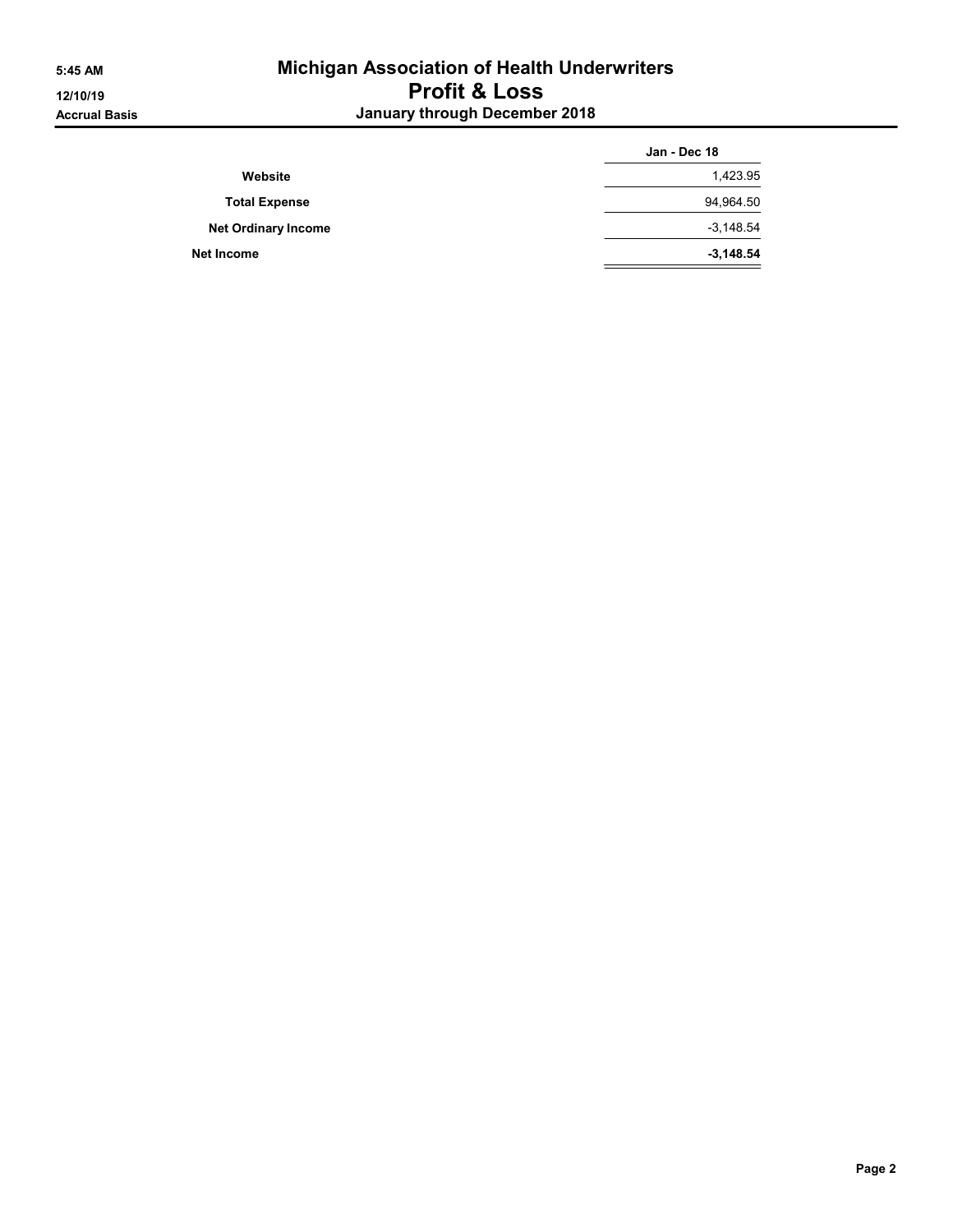# Michigan Association of Health Underwriters

## Profit & Loss

### January through December 2018

5:45 AM

12/10/19

Accrual Basis

| | Jan - Dec 18 |
| --- | --- |
| Website | 1,423.95 |
| Total Expense | 94,964.50 |
| Net Ordinary Income | -3,148.54 |
| **Net Income** | **-3,148.54** |